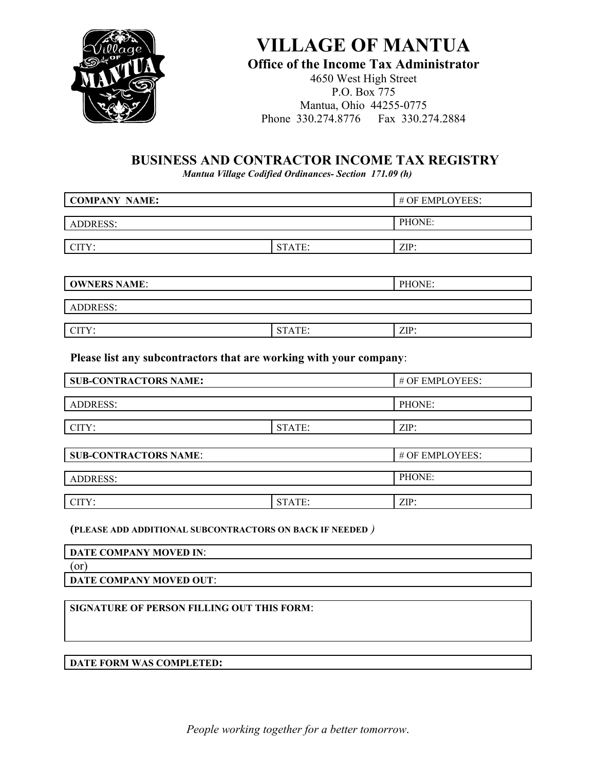# VILLAGE OF MANTUA

**Office of the Income Tax Administrator**
4650 West High Street
P.O. Box 775
Mantua, Ohio 44255-0775
Phone 330.274.8776 Fax 330.274.2884

## BUSINESS AND CONTRACTOR INCOME TAX REGISTRY

*Mantua Village Codified Ordinances- Section 171.09 (h)*

| **COMPANY NAME:** | | # OF EMPLOYEES: |
|---|---|---|
| ADDRESS: | | PHONE: |
| CITY: | STATE: | ZIP: |

| **OWNERS NAME**: | | PHONE: |
|---|---|---|
| ADDRESS: | | |
| CITY: | STATE: | ZIP: |

**Please list any subcontractors that are working with your company**:

| **SUB-CONTRACTORS NAME:** | | # OF EMPLOYEES: |
|---|---|---|
| ADDRESS: | | PHONE: |
| CITY: | STATE: | ZIP: |

| **SUB-CONTRACTORS NAME**: | | # OF EMPLOYEES: |
|---|---|---|
| ADDRESS: | | PHONE: |
| CITY: | STATE: | ZIP: |

**(PLEASE ADD ADDITIONAL SUBCONTRACTORS ON BACK IF NEEDED** *)*

**DATE COMPANY MOVED IN**:

(or)

**DATE COMPANY MOVED OUT**:

**SIGNATURE OF PERSON FILLING OUT THIS FORM**:

**DATE FORM WAS COMPLETED:**

*People working together for a better tomorrow.*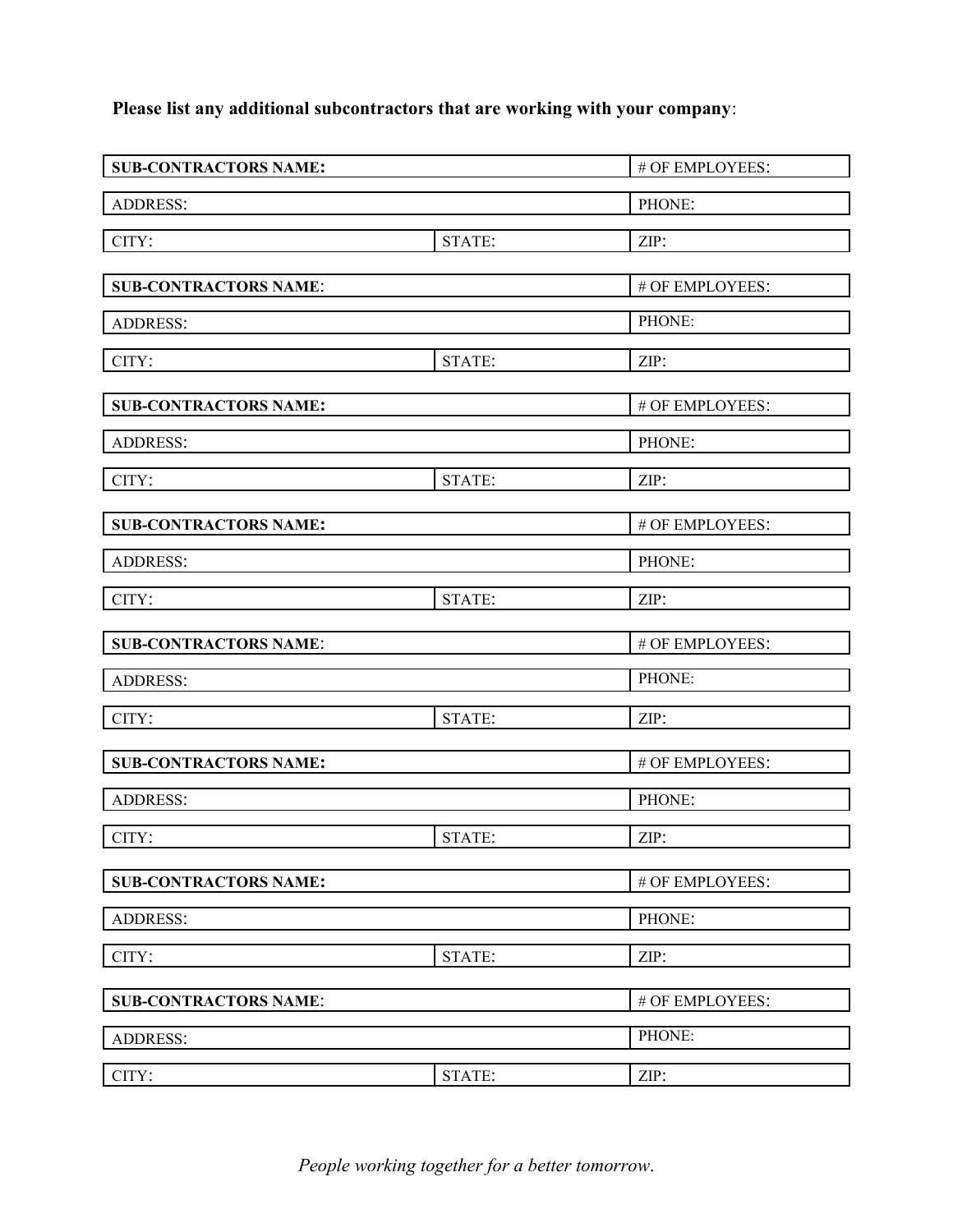**Please list any additional subcontractors that are working with your company**:

| | | |
|---|---|---|
| **SUB-CONTRACTORS NAME:** | | # OF EMPLOYEES: |
| ADDRESS: | | PHONE: |
| CITY: | STATE: | ZIP: |

| | | |
|---|---|---|
| **SUB-CONTRACTORS NAME**: | | # OF EMPLOYEES: |
| ADDRESS: | | PHONE: |
| CITY: | STATE: | ZIP: |

| | | |
|---|---|---|
| **SUB-CONTRACTORS NAME:** | | # OF EMPLOYEES: |
| ADDRESS: | | PHONE: |
| CITY: | STATE: | ZIP: |

| | | |
|---|---|---|
| **SUB-CONTRACTORS NAME:** | | # OF EMPLOYEES: |
| ADDRESS: | | PHONE: |
| CITY: | STATE: | ZIP: |

| | | |
|---|---|---|
| **SUB-CONTRACTORS NAME**: | | # OF EMPLOYEES: |
| ADDRESS: | | PHONE: |
| CITY: | STATE: | ZIP: |

| | | |
|---|---|---|
| **SUB-CONTRACTORS NAME:** | | # OF EMPLOYEES: |
| ADDRESS: | | PHONE: |
| CITY: | STATE: | ZIP: |

| | | |
|---|---|---|
| **SUB-CONTRACTORS NAME:** | | # OF EMPLOYEES: |
| ADDRESS: | | PHONE: |
| CITY: | STATE: | ZIP: |

| | | |
|---|---|---|
| **SUB-CONTRACTORS NAME**: | | # OF EMPLOYEES: |
| ADDRESS: | | PHONE: |
| CITY: | STATE: | ZIP: |

*People working together for a better tomorrow.*